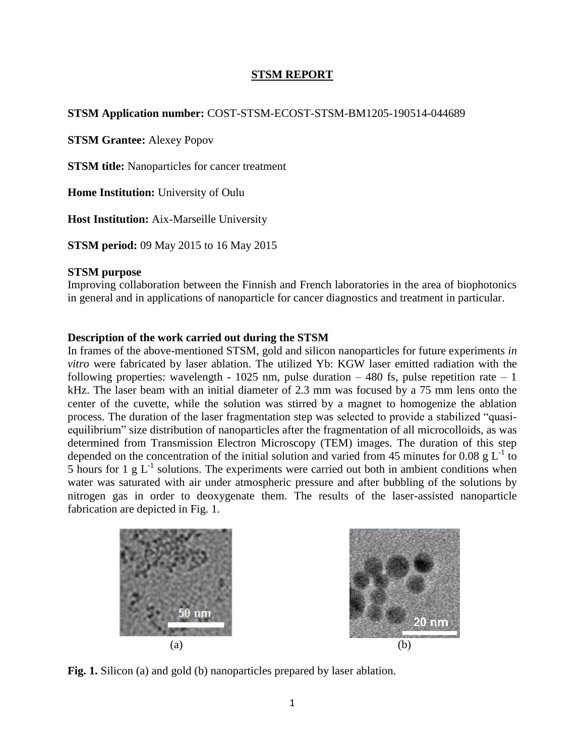# STSM REPORT

**STSM Application number:** COST-STSM-ECOST-STSM-BM1205-190514-044689

**STSM Grantee:** Alexey Popov

**STSM title:** Nanoparticles for cancer treatment

**Home Institution:** University of Oulu

**Host Institution:** Aix-Marseille University

**STSM period:** 09 May 2015 to 16 May 2015

**STSM purpose**

Improving collaboration between the Finnish and French laboratories in the area of biophotonics in general and in applications of nanoparticle for cancer diagnostics and treatment in particular.

**Description of the work carried out during the STSM**

In frames of the above-mentioned STSM, gold and silicon nanoparticles for future experiments *in vitro* were fabricated by laser ablation. The utilized Yb: KGW laser emitted radiation with the following properties: wavelength - 1025 nm, pulse duration – 480 fs, pulse repetition rate – 1 kHz. The laser beam with an initial diameter of 2.3 mm was focused by a 75 mm lens onto the center of the cuvette, while the solution was stirred by a magnet to homogenize the ablation process. The duration of the laser fragmentation step was selected to provide a stabilized "quasi-equilibrium" size distribution of nanoparticles after the fragmentation of all microcolloids, as was determined from Transmission Electron Microscopy (TEM) images. The duration of this step depended on the concentration of the initial solution and varied from 45 minutes for 0.08 g $L^{-1}$ to 5 hours for 1 g $L^{-1}$ solutions. The experiments were carried out both in ambient conditions when water was saturated with air under atmospheric pressure and after bubbling of the solutions by nitrogen gas in order to deoxygenate them. The results of the laser-assisted nanoparticle fabrication are depicted in Fig. 1.

(a) (b)

**Fig. 1.** Silicon (a) and gold (b) nanoparticles prepared by laser ablation.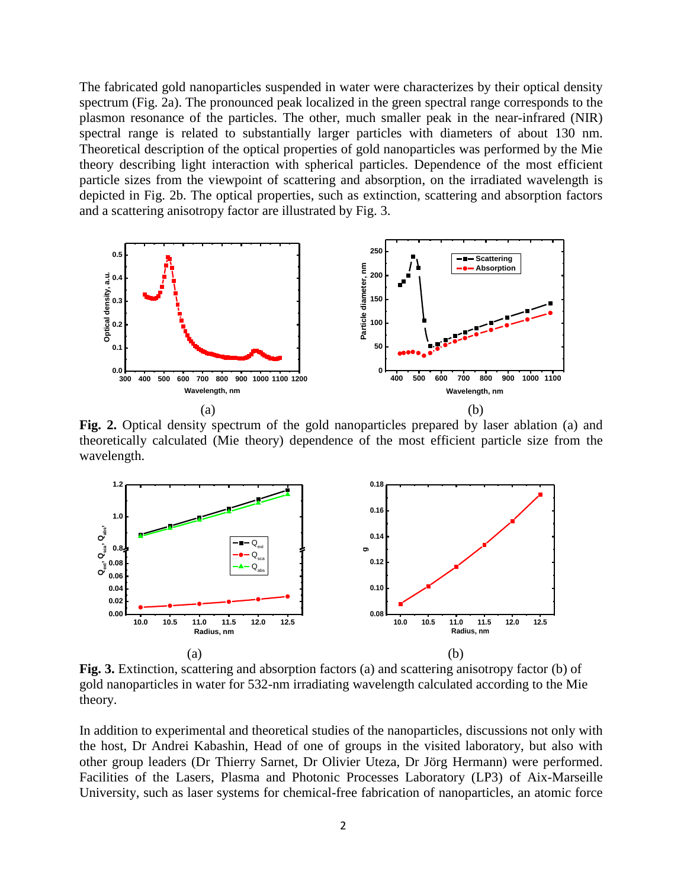The fabricated gold nanoparticles suspended in water were characterizes by their optical density spectrum (Fig. 2a). The pronounced peak localized in the green spectral range corresponds to the plasmon resonance of the particles. The other, much smaller peak in the near-infrared (NIR) spectral range is related to substantially larger particles with diameters of about 130 nm. Theoretical description of the optical properties of gold nanoparticles was performed by the Mie theory describing light interaction with spherical particles. Dependence of the most efficient particle sizes from the viewpoint of scattering and absorption, on the irradiated wavelength is depicted in Fig. 2b. The optical properties, such as extinction, scattering and absorption factors and a scattering anisotropy factor are illustrated by Fig. 3.

(a) (b)

**Fig. 2.** Optical density spectrum of the gold nanoparticles prepared by laser ablation (a) and theoretically calculated (Mie theory) dependence of the most efficient particle size from the wavelength.

(a) (b)

**Fig. 3.** Extinction, scattering and absorption factors (a) and scattering anisotropy factor (b) of gold nanoparticles in water for 532-nm irradiating wavelength calculated according to the Mie theory.

In addition to experimental and theoretical studies of the nanoparticles, discussions not only with the host, Dr Andrei Kabashin, Head of one of groups in the visited laboratory, but also with other group leaders (Dr Thierry Sarnet, Dr Olivier Uteza, Dr Jörg Hermann) were performed. Facilities of the Lasers, Plasma and Photonic Processes Laboratory (LP3) of Aix-Marseille University, such as laser systems for chemical-free fabrication of nanoparticles, an atomic force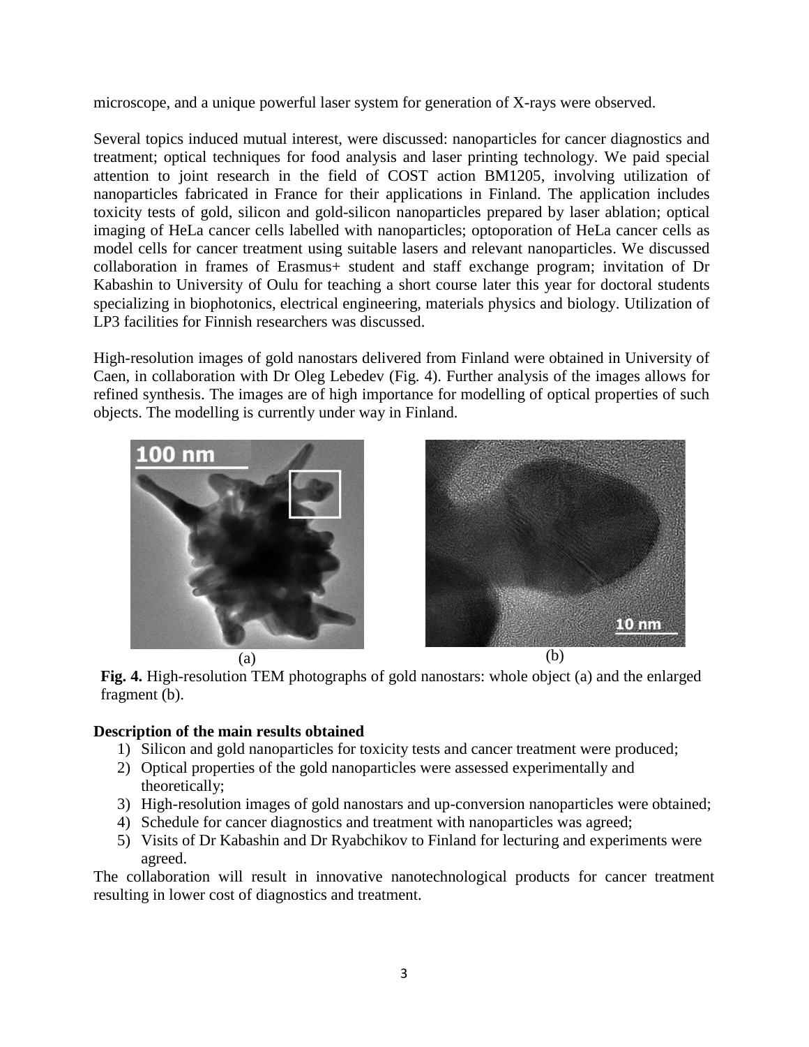microscope, and a unique powerful laser system for generation of X-rays were observed.

Several topics induced mutual interest, were discussed: nanoparticles for cancer diagnostics and treatment; optical techniques for food analysis and laser printing technology. We paid special attention to joint research in the field of COST action BM1205, involving utilization of nanoparticles fabricated in France for their applications in Finland. The application includes toxicity tests of gold, silicon and gold-silicon nanoparticles prepared by laser ablation; optical imaging of HeLa cancer cells labelled with nanoparticles; optoporation of HeLa cancer cells as model cells for cancer treatment using suitable lasers and relevant nanoparticles. We discussed collaboration in frames of Erasmus+ student and staff exchange program; invitation of Dr Kabashin to University of Oulu for teaching a short course later this year for doctoral students specializing in biophotonics, electrical engineering, materials physics and biology. Utilization of LP3 facilities for Finnish researchers was discussed.

High-resolution images of gold nanostars delivered from Finland were obtained in University of Caen, in collaboration with Dr Oleg Lebedev (Fig. 4). Further analysis of the images allows for refined synthesis. The images are of high importance for modelling of optical properties of such objects. The modelling is currently under way in Finland.

(a) (b)

**Fig. 4.** High-resolution TEM photographs of gold nanostars: whole object (a) and the enlarged fragment (b).

**Description of the main results obtained**

1) Silicon and gold nanoparticles for toxicity tests and cancer treatment were produced;
2) Optical properties of the gold nanoparticles were assessed experimentally and theoretically;
3) High-resolution images of gold nanostars and up-conversion nanoparticles were obtained;
4) Schedule for cancer diagnostics and treatment with nanoparticles was agreed;
5) Visits of Dr Kabashin and Dr Ryabchikov to Finland for lecturing and experiments were agreed.

The collaboration will result in innovative nanotechnological products for cancer treatment resulting in lower cost of diagnostics and treatment.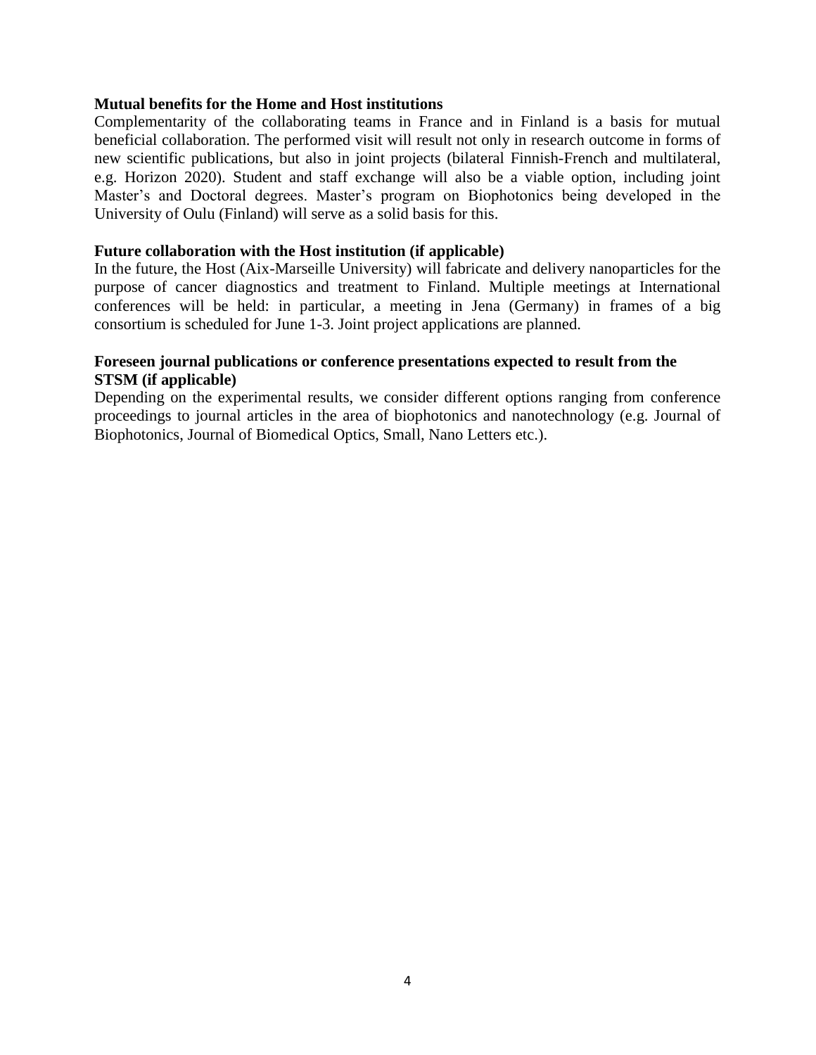**Mutual benefits for the Home and Host institutions**

Complementarity of the collaborating teams in France and in Finland is a basis for mutual beneficial collaboration. The performed visit will result not only in research outcome in forms of new scientific publications, but also in joint projects (bilateral Finnish-French and multilateral, e.g. Horizon 2020). Student and staff exchange will also be a viable option, including joint Master's and Doctoral degrees. Master's program on Biophotonics being developed in the University of Oulu (Finland) will serve as a solid basis for this.

**Future collaboration with the Host institution (if applicable)**

In the future, the Host (Aix-Marseille University) will fabricate and delivery nanoparticles for the purpose of cancer diagnostics and treatment to Finland. Multiple meetings at International conferences will be held: in particular, a meeting in Jena (Germany) in frames of a big consortium is scheduled for June 1-3. Joint project applications are planned.

**Foreseen journal publications or conference presentations expected to result from the STSM (if applicable)**

Depending on the experimental results, we consider different options ranging from conference proceedings to journal articles in the area of biophotonics and nanotechnology (e.g. Journal of Biophotonics, Journal of Biomedical Optics, Small, Nano Letters etc.).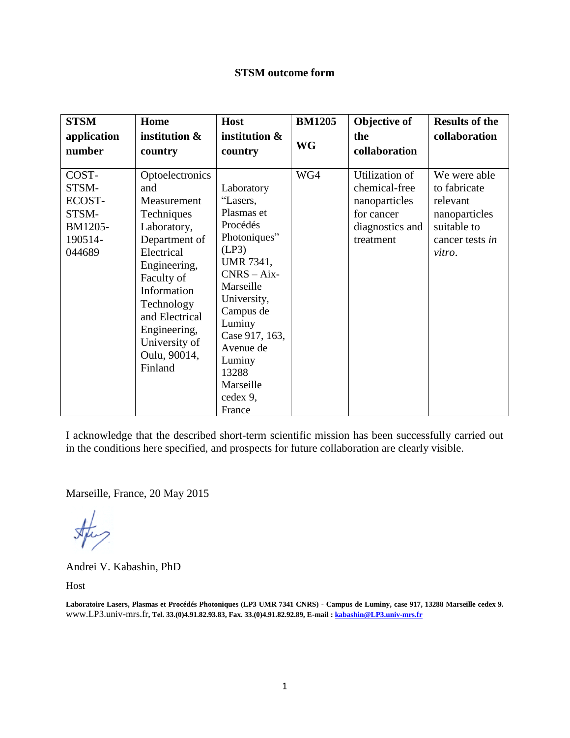**STSM outcome form**

| STSM application number | Home institution & country | Host institution & country | BM1205 WG | Objective of the collaboration | Results of the collaboration |
|---|---|---|---|---|---|
| COST-STSM-ECOST-STSM-BM1205-190514-044689 | Optoelectronics and Measurement Techniques Laboratory, Department of Electrical Engineering, Faculty of Information Technology and Electrical Engineering, University of Oulu, 90014, Finland | Laboratory "Lasers, Plasmas et Procédés Photoniques" (LP3) UMR 7341, CNRS – Aix-Marseille University, Campus de Luminy Case 917, 163, Avenue de Luminy 13288 Marseille cedex 9, France | WG4 | Utilization of chemical-free nanoparticles for cancer diagnostics and treatment | We were able to fabricate relevant nanoparticles suitable to cancer tests *in vitro*. |

I acknowledge that the described short-term scientific mission has been successfully carried out in the conditions here specified, and prospects for future collaboration are clearly visible.

Marseille, France, 20 May 2015

Andrei V. Kabashin, PhD

Host

**Laboratoire Lasers, Plasmas et Procédés Photoniques (LP3 UMR 7341 CNRS) - Campus de Luminy, case 917, 13288 Marseille cedex 9.**
www.LP3.univ-mrs.fr, **Tel. 33.(0)4.91.82.93.83, Fax. 33.(0)4.91.82.92.89, E-mail : kabashin@LP3.univ-mrs.fr**